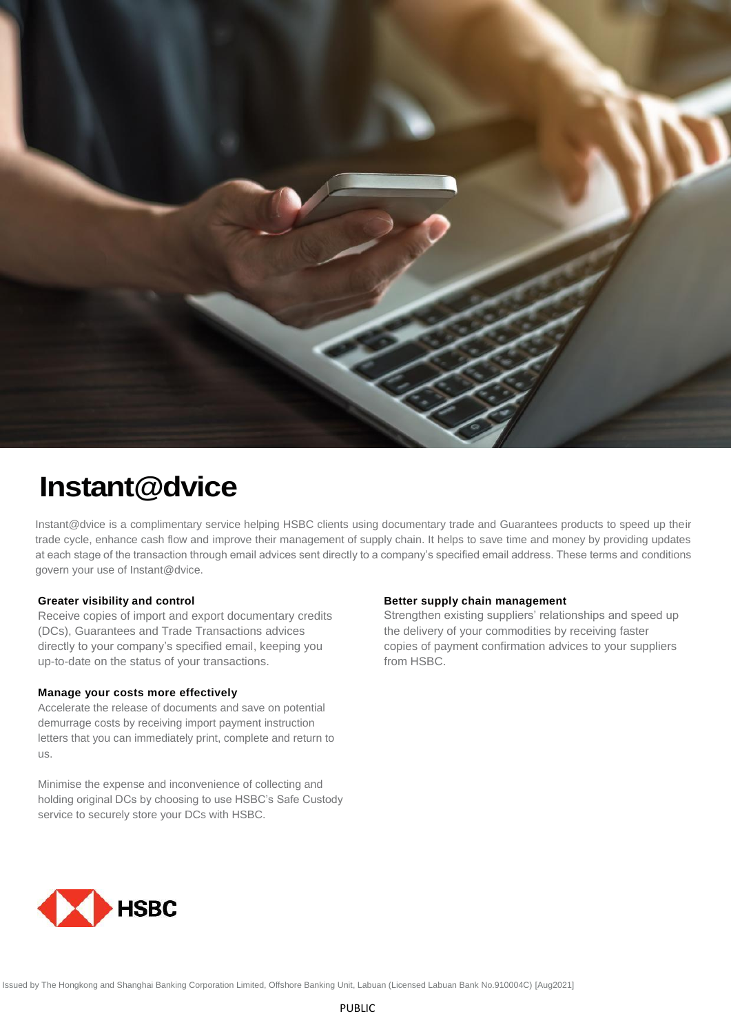# Instant@dvice

Instant@dvice is a complimentary service helping HSBC clients using documentary trade and Guarantees products to speed up their trade cycle, enhance cash flow and improve their management of supply chain. It helps to save time and money by providing updates at each stage of the transaction through email advices sent directly to a company's specified email address. These terms and conditions govern your use of Instant@dvice.

**Greater visibility and control**

Receive copies of import and export documentary credits (DCs), Guarantees and Trade Transactions advices directly to your company's specified email, keeping you up-to-date on the status of your transactions.

**Manage your costs more effectively**

Accelerate the release of documents and save on potential demurrage costs by receiving import payment instruction letters that you can immediately print, complete and return to us.

Minimise the expense and inconvenience of collecting and holding original DCs by choosing to use HSBC's Safe Custody service to securely store your DCs with HSBC.

**Better supply chain management**

Strengthen existing suppliers' relationships and speed up the delivery of your commodities by receiving faster copies of payment confirmation advices to your suppliers from HSBC.

HSBC

Issued by The Hongkong and Shanghai Banking Corporation Limited, Offshore Banking Unit, Labuan (Licensed Labuan Bank No.910004C) [Aug2021]

PUBLIC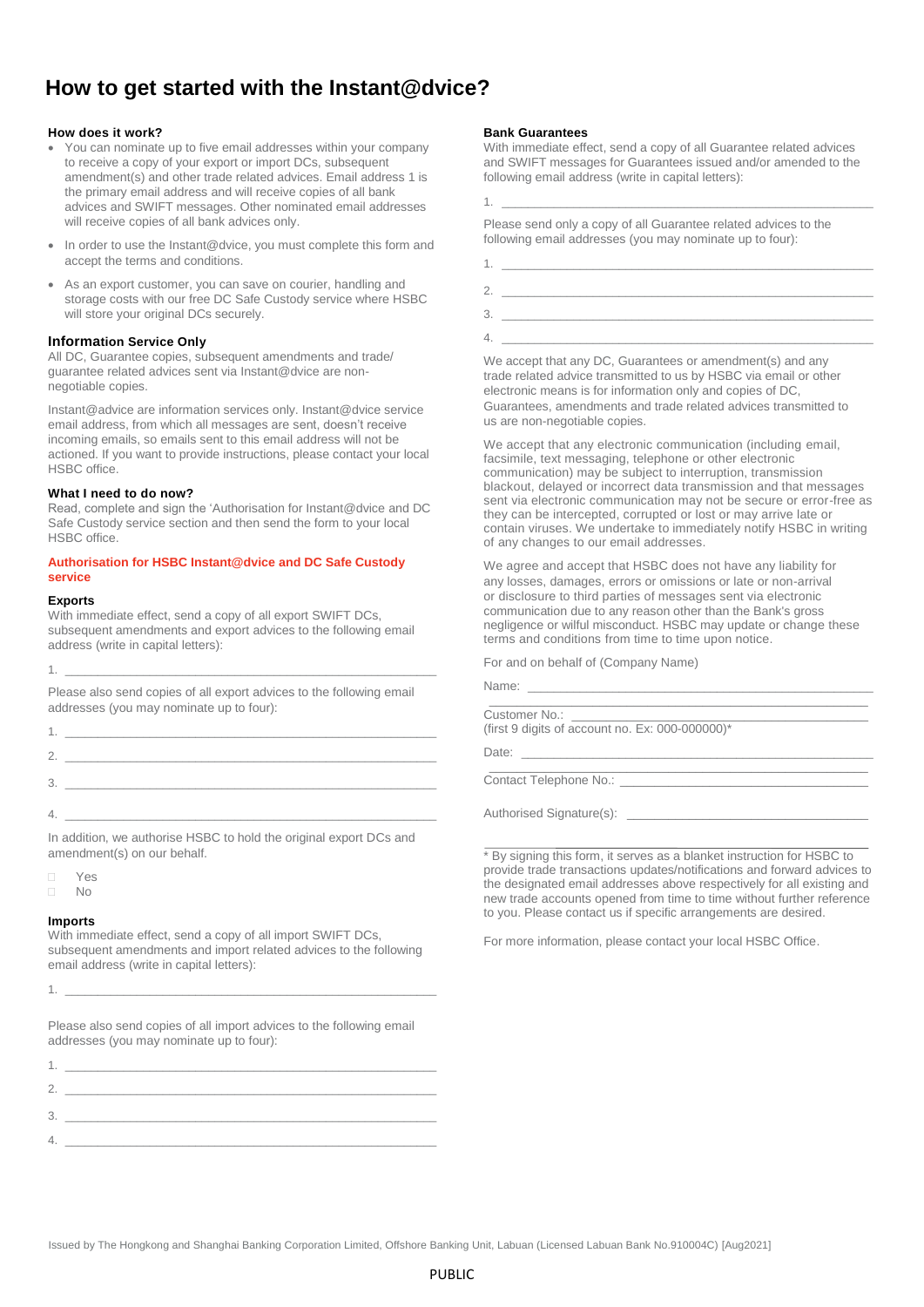# How to get started with the Instant@dvice?

**How does it work?**

- You can nominate up to five email addresses within your company to receive a copy of your export or import DCs, subsequent amendment(s) and other trade related advices. Email address 1 is the primary email address and will receive copies of all bank advices and SWIFT messages. Other nominated email addresses will receive copies of all bank advices only.
- In order to use the Instant@dvice, you must complete this form and accept the terms and conditions.
- As an export customer, you can save on courier, handling and storage costs with our free DC Safe Custody service where HSBC will store your original DCs securely.

**Information Service Only**

All DC, Guarantee copies, subsequent amendments and trade/ guarantee related advices sent via Instant@dvice are non-negotiable copies.

Instant@advice are information services only. Instant@dvice service email address, from which all messages are sent, doesn't receive incoming emails, so emails sent to this email address will not be actioned. If you want to provide instructions, please contact your local HSBC office.

**What I need to do now?**

Read, complete and sign the 'Authorisation for Instant@dvice and DC Safe Custody service section and then send the form to your local HSBC office.

**Authorisation for HSBC Instant@dvice and DC Safe Custody service**

**Exports**

With immediate effect, send a copy of all export SWIFT DCs, subsequent amendments and export advices to the following email address (write in capital letters):

1. ______________________________________________

Please also send copies of all export advices to the following email addresses (you may nominate up to four):

1. ______________________________________________
2. ______________________________________________
3. ______________________________________________
4. ______________________________________________

In addition, we authorise HSBC to hold the original export DCs and amendment(s) on our behalf.

- ☐ Yes
- ☐ No

**Imports**

With immediate effect, send a copy of all import SWIFT DCs, subsequent amendments and import related advices to the following email address (write in capital letters):

1. ______________________________________________

Please also send copies of all import advices to the following email addresses (you may nominate up to four):

1. ______________________________________________
2. ______________________________________________
3. ______________________________________________
4. ______________________________________________

**Bank Guarantees**

With immediate effect, send a copy of all Guarantee related advices and SWIFT messages for Guarantees issued and/or amended to the following email address (write in capital letters):

1. ______________________________________________

Please send only a copy of all Guarantee related advices to the following email addresses (you may nominate up to four):

1. ______________________________________________
2. ______________________________________________
3. ______________________________________________
4. ______________________________________________

We accept that any DC, Guarantees or amendment(s) and any trade related advice transmitted to us by HSBC via email or other electronic means is for information only and copies of DC, Guarantees, amendments and trade related advices transmitted to us are non-negotiable copies.

We accept that any electronic communication (including email, facsimile, text messaging, telephone or other electronic communication) may be subject to interruption, transmission blackout, delayed or incorrect data transmission and that messages sent via electronic communication may not be secure or error-free as they can be intercepted, corrupted or lost or may arrive late or contain viruses. We undertake to immediately notify HSBC in writing of any changes to our email addresses.

We agree and accept that HSBC does not have any liability for any losses, damages, errors or omissions or late or non-arrival or disclosure to third parties of messages sent via electronic communication due to any reason other than the Bank's gross negligence or wilful misconduct. HSBC may update or change these terms and conditions from time to time upon notice.

For and on behalf of (Company Name)

Name: ______________________________________________

Customer No.: ______________________________________________
(first 9 digits of account no. Ex: 000-000000)*

Date: ______________________________________________

Contact Telephone No.: ______________________________________________

Authorised Signature(s): ______________________________________________

\* By signing this form, it serves as a blanket instruction for HSBC to provide trade transactions updates/notifications and forward advices to the designated email addresses above respectively for all existing and new trade accounts opened from time to time without further reference to you. Please contact us if specific arrangements are desired.

For more information, please contact your local HSBC Office.

Issued by The Hongkong and Shanghai Banking Corporation Limited, Offshore Banking Unit, Labuan (Licensed Labuan Bank No.910004C) [Aug2021]

PUBLIC